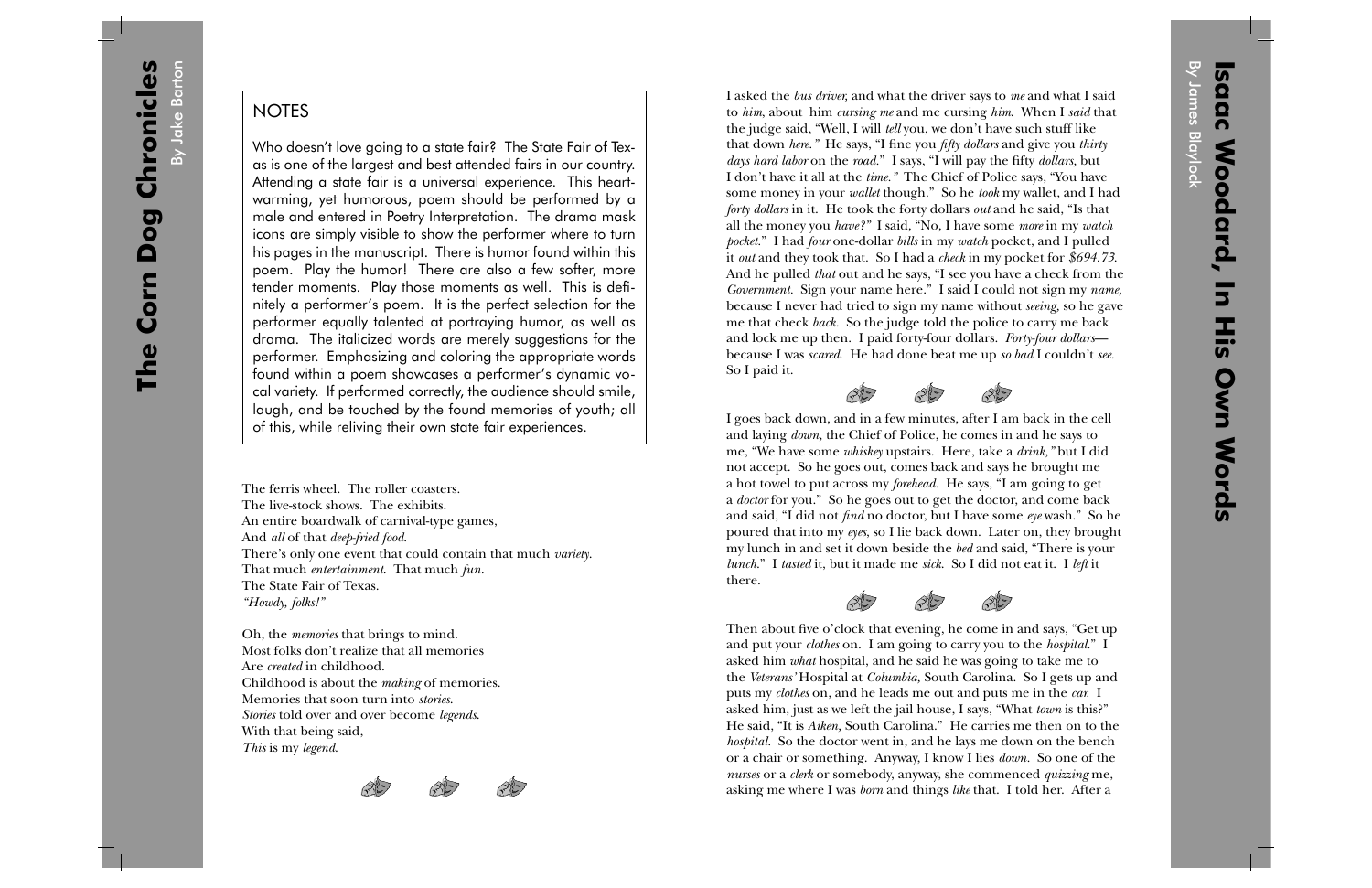# The Corn Dog Chronicles

By Jake Barton

## NOTES

Who doesn't love going to a state fair? The State Fair of Texas is one of the largest and best attended fairs in our country. Attending a state fair is a universal experience. This heart-warming, yet humorous, poem should be performed by a male and entered in Poetry Interpretation. The drama mask icons are simply visible to show the performer where to turn his pages in the manuscript. There is humor found within this poem. Play the humor! There are also a few softer, more tender moments. Play those moments as well. This is definitely a performer's poem. It is the perfect selection for the performer equally talented at portraying humor, as well as drama. The italicized words are merely suggestions for the performer. Emphasizing and coloring the appropriate words found within a poem showcases a performer's dynamic vocal variety. If performed correctly, the audience should smile, laugh, and be touched by the found memories of youth; all of this, while reliving their own state fair experiences.

The ferris wheel. The roller coasters.
The live-stock shows. The exhibits.
An entire boardwalk of carnival-type games,
And *all* of that *deep-fried food*.
There's only one event that could contain that much *variety*.
That much *entertainment*. That much *fun*.
The State Fair of Texas.
*"Howdy, folks!"*

Oh, the *memories* that brings to mind.
Most folks don't realize that all memories
Are *created* in childhood.
Childhood is about the *making* of memories.
Memories that soon turn into *stories*.
*Stories* told over and over become *legends*.
With that being said,
*This* is my *legend*.

# Isaac Woodard, In His Own Words

By James Blaylock

I asked the *bus driver,* and what the driver says to *me* and what I said to *him*, about him *cursing me* and me cursing *him*. When I *said* that the judge said, "Well, I will *tell* you, we don't have such stuff like that down *here."* He says, "I fine you *fifty dollars* and give you *thirty days hard labor* on the *road*." I says, "I will pay the fifty *dollars*, but I don't have it all at the *time."* The Chief of Police says, "You have some money in your *wallet* though." So he *took* my wallet, and I had *forty dollars* in it. He took the forty dollars *out* and he said, "Is that all the money you *have?"* I said, "No, I have some *more* in my *watch pocket*." I had *four* one-dollar *bills* in my *watch* pocket, and I pulled it *out* and they took that. So I had a *check* in my pocket for *$694.73*. And he pulled *that* out and he says, "I see you have a check from the *Government*. Sign your name here." I said I could not sign my *name,* because I never had tried to sign my name without *seeing,* so he gave me that check *back*. So the judge told the police to carry me back and lock me up then. I paid forty-four dollars. *Forty-four dollars*—because I was *scared*. He had done beat me up *so bad* I couldn't *see*. So I paid it.

I goes back down, and in a few minutes, after I am back in the cell and laying *down,* the Chief of Police, he comes in and he says to me, "We have some *whiskey* upstairs. Here, take a *drink,"* but I did not accept. So he goes out, comes back and says he brought me a hot towel to put across my *forehead*. He says, "I am going to get a *doctor* for you." So he goes out to get the doctor, and come back and said, "I did not *find* no doctor, but I have some *eye* wash." So he poured that into my *eyes*, so I lie back down. Later on, they brought my lunch in and set it down beside the *bed* and said, "There is your *lunch*." I *tasted* it, but it made me *sick*. So I did not eat it. I *left* it there.

Then about five o'clock that evening, he come in and says, "Get up and put your *clothes* on. I am going to carry you to the *hospital*." I asked him *what* hospital, and he said he was going to take me to the *Veterans'* Hospital at *Columbia,* South Carolina. So I gets up and puts my *clothes* on, and he leads me out and puts me in the *car*. I asked him, just as we left the jail house, I says, "What *town* is this?" He said, "It is *Aiken,* South Carolina." He carries me then on to the *hospital*. So the doctor went in, and he lays me down on the bench or a chair or something. Anyway, I know I lies *down*. So one of the *nurses* or a *clerk* or somebody, anyway, she commenced *quizzing* me, asking me where I was *born* and things *like* that. I told her. After a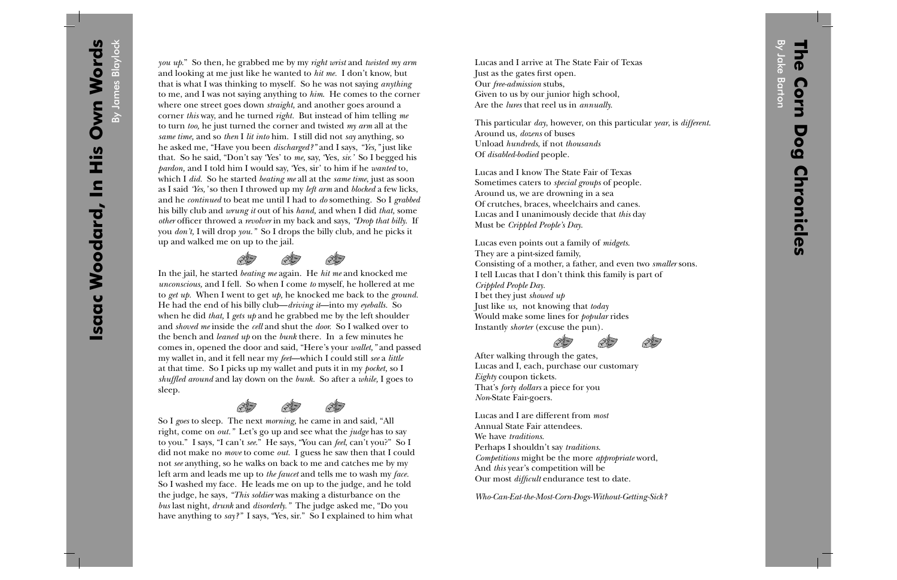# Isaac Woodard, In His Own Words

By James Blaylock

*you up*." So then, he grabbed me by my *right wrist* and *twisted my arm* and looking at me just like he wanted to *hit me*. I don't know, but that is what I was thinking to myself. So he was not saying *anything* to me, and I was not saying anything to *him*. He comes to the corner where one street goes down *straight*, and another goes around a corner *this* way, and he turned *right*. But instead of him telling *me* to turn *too*, he just turned the corner and twisted *my arm* all at the *same time*, and so *then* I *lit into* him. I still did not *say* anything, so he asked me, "Have you been *discharged?"* and I says, *"Yes,"* just like that. So he said, "Don't say 'Yes' to *me*, say, 'Yes, *sir*.' So I begged his *pardon*, and I told him I would say, 'Yes, sir' to him if he *wanted* to, which I *did*. So he started *beating me* all at the *same time*, just as soon as I said *'Yes,'* so then I throwed up my *left arm* and *blocked* a few licks, and he *continued* to beat me until I had to *do* something. So I *grabbed* his billy club and *wrung it* out of his *hand*, and when I did *that*, some *other* officer throwed a *revolver* in my back and says, *"Drop that billy.* If you *don't*, I will drop *you."* So I drops the billy club, and he picks it up and walked me on up to the jail.

In the jail, he started *beating me* again. He *hit me* and knocked me *unconscious*, and I fell. So when I come *to* myself, he hollered at me to *get up*. When I went to get *up*, he knocked me back to the *ground*. He had the end of his billy club—*driving it*—into my *eyeballs*. So when he did *that*, I *gets up* and he grabbed me by the left shoulder and *shoved me* inside the *cell* and shut the *door*. So I walked over to the bench and *leaned up* on the *bunk* there. In a few minutes he comes in, opened the door and said, "Here's your *wallet*," and passed my wallet in, and it fell near my *feet*—which I could still *see* a *little* at that time. So I picks up my wallet and puts it in my *pocket*, so I *shuffled around* and lay down on the *bunk*. So after a *while*, I goes to sleep.

So I *goes* to sleep. The next *morning*, he came in and said, "All right, come on *out*." Let's go up and see what the *judge* has to say to you." I says, "I can't *see*." He says, "You can *feel*, can't you?" So I did not make no *move* to come *out*. I guess he saw then that I could not *see* anything, so he walks on back to me and catches me by my left arm and leads me up to *the faucet* and tells me to wash my *face*. So I washed my face. He leads me on up to the judge, and he told the judge, he says, *"This soldier* was making a disturbance on the *bus* last night, *drunk* and *disorderly*." The judge asked me, "Do you have anything to *say*?" I says, "Yes, sir." So I explained to him what

# The Corn Dog Chronicles

By Jake Barton

Lucas and I arrive at The State Fair of Texas
Just as the gates first open.
Our *free-admission* stubs,
Given to us by our junior high school,
Are the *lures* that reel us in *annually*.

This particular *day*, however, on this particular *year*, is *different*.
Around us, *dozens* of buses
Unload *hundreds*, if not *thousands*
Of *disabled-bodied* people.

Lucas and I know The State Fair of Texas
Sometimes caters to *special groups* of people.
Around us, we are drowning in a sea
Of crutches, braces, wheelchairs and canes.
Lucas and I unanimously decide that *this* day
Must be *Crippled People's Day*.

Lucas even points out a family of *midgets*.
They are a pint-sized family,
Consisting of a mother, a father, and even two *smaller* sons.
I tell Lucas that I don't think this family is part of
*Crippled People Day*.
I bet they just *showed up*
Just like *us*, not knowing that *today*
Would make some lines for *popular* rides
Instantly *shorter* (excuse the pun).

After walking through the gates,
Lucas and I, each, purchase our customary
*Eighty* coupon tickets.
That's *forty dollars* a piece for you
*Non*-State Fair-goers.

Lucas and I are different from *most*
Annual State Fair attendees.
We have *traditions*.
Perhaps I shouldn't say *traditions*.
*Competitions* might be the more *appropriate* word,
And *this* year's competition will be
Our most *difficult* endurance test to date.

*Who-Can-Eat-the-Most-Corn-Dogs-Without-Getting-Sick?*